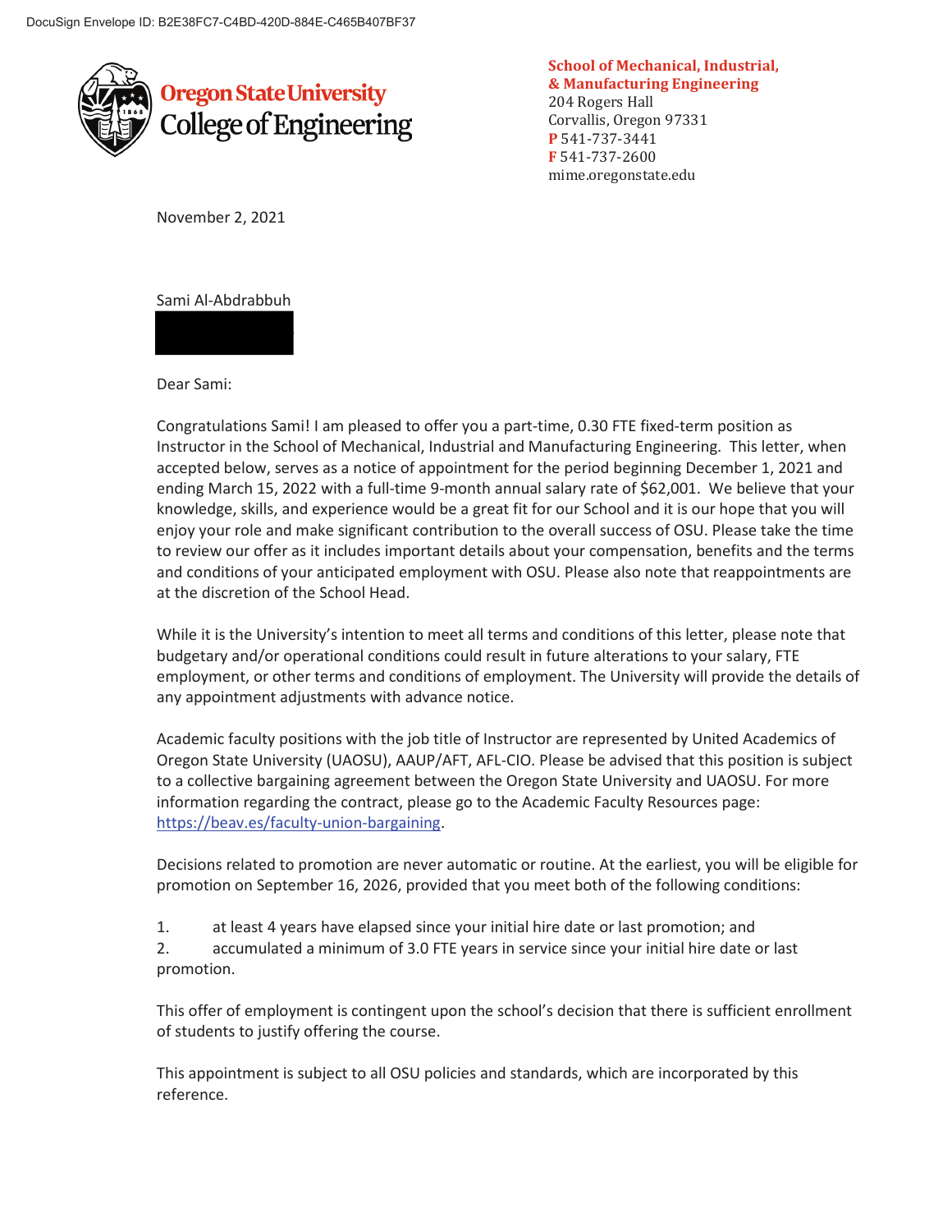DocuSign Envelope ID: B2E38FC7-C4BD-420D-884E-C465B407BF37

**Oregon State University**
**College of Engineering**

**School of Mechanical, Industrial, & Manufacturing Engineering**
204 Rogers Hall
Corvallis, Oregon 97331
**P** 541-737-3441
**F** 541-737-2600
mime.oregonstate.edu

November 2, 2021

Sami Al-Abdrabbuh

Dear Sami:

Congratulations Sami! I am pleased to offer you a part-time, 0.30 FTE fixed-term position as Instructor in the School of Mechanical, Industrial and Manufacturing Engineering. This letter, when accepted below, serves as a notice of appointment for the period beginning December 1, 2021 and ending March 15, 2022 with a full-time 9-month annual salary rate of $62,001. We believe that your knowledge, skills, and experience would be a great fit for our School and it is our hope that you will enjoy your role and make significant contribution to the overall success of OSU. Please take the time to review our offer as it includes important details about your compensation, benefits and the terms and conditions of your anticipated employment with OSU. Please also note that reappointments are at the discretion of the School Head.

While it is the University's intention to meet all terms and conditions of this letter, please note that budgetary and/or operational conditions could result in future alterations to your salary, FTE employment, or other terms and conditions of employment. The University will provide the details of any appointment adjustments with advance notice.

Academic faculty positions with the job title of Instructor are represented by United Academics of Oregon State University (UAOSU), AAUP/AFT, AFL-CIO. Please be advised that this position is subject to a collective bargaining agreement between the Oregon State University and UAOSU. For more information regarding the contract, please go to the Academic Faculty Resources page: https://beav.es/faculty-union-bargaining.

Decisions related to promotion are never automatic or routine. At the earliest, you will be eligible for promotion on September 16, 2026, provided that you meet both of the following conditions:

1. at least 4 years have elapsed since your initial hire date or last promotion; and
2. accumulated a minimum of 3.0 FTE years in service since your initial hire date or last promotion.

This offer of employment is contingent upon the school's decision that there is sufficient enrollment of students to justify offering the course.

This appointment is subject to all OSU policies and standards, which are incorporated by this reference.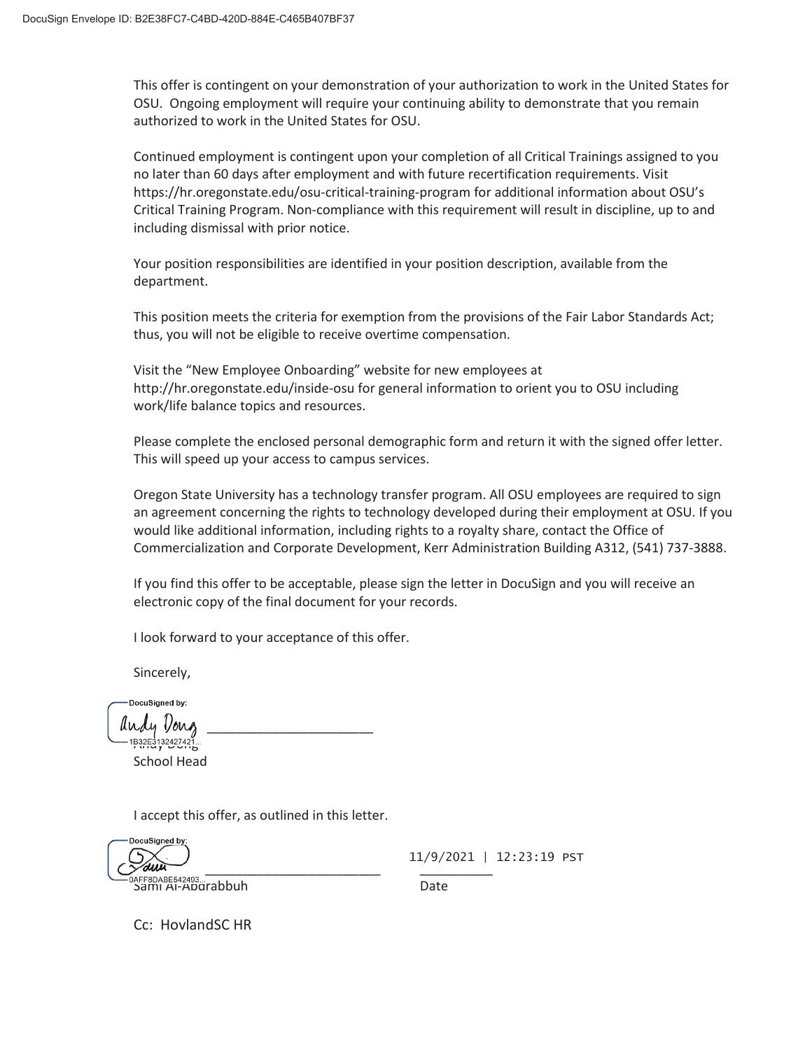DocuSign Envelope ID: B2E38FC7-C4BD-420D-884E-C465B407BF37

This offer is contingent on your demonstration of your authorization to work in the United States for OSU. Ongoing employment will require your continuing ability to demonstrate that you remain authorized to work in the United States for OSU.

Continued employment is contingent upon your completion of all Critical Trainings assigned to you no later than 60 days after employment and with future recertification requirements. Visit https://hr.oregonstate.edu/osu-critical-training-program for additional information about OSU's Critical Training Program. Non-compliance with this requirement will result in discipline, up to and including dismissal with prior notice.

Your position responsibilities are identified in your position description, available from the department.

This position meets the criteria for exemption from the provisions of the Fair Labor Standards Act; thus, you will not be eligible to receive overtime compensation.

Visit the "New Employee Onboarding" website for new employees at http://hr.oregonstate.edu/inside-osu for general information to orient you to OSU including work/life balance topics and resources.

Please complete the enclosed personal demographic form and return it with the signed offer letter. This will speed up your access to campus services.

Oregon State University has a technology transfer program. All OSU employees are required to sign an agreement concerning the rights to technology developed during their employment at OSU. If you would like additional information, including rights to a royalty share, contact the Office of Commercialization and Corporate Development, Kerr Administration Building A312, (541) 737-3888.

If you find this offer to be acceptable, please sign the letter in DocuSign and you will receive an electronic copy of the final document for your records.

I look forward to your acceptance of this offer.

Sincerely,

DocuSigned by:
Andy Dong
1B32E3132427421...
Andy Dong
School Head

I accept this offer, as outlined in this letter.

DocuSigned by:
0AFF8DABE542493...
Sami Al-Abdrabbuh

11/9/2021 | 12:23:19 PST
Date

Cc: HovlandSC HR